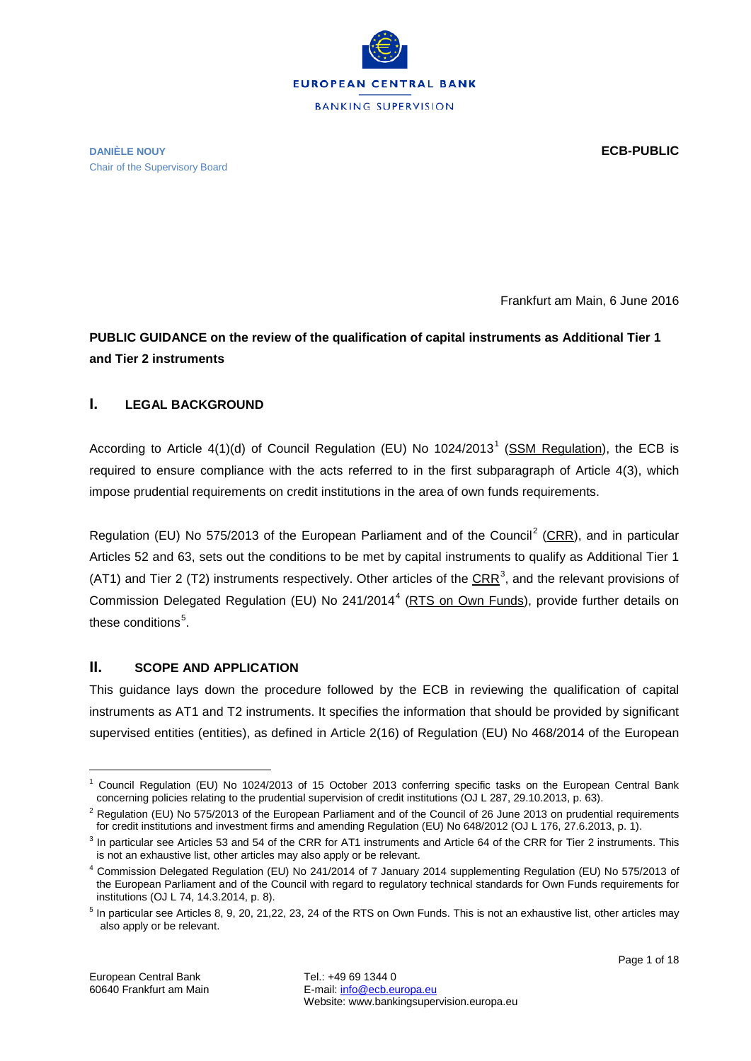EUROPEAN CENTRAL BANK

BANKING SUPERVISION

**DANIÈLE NOUY**
Chair of the Supervisory Board

**ECB-PUBLIC**

Frankfurt am Main, 6 June 2016

**PUBLIC GUIDANCE on the review of the qualification of capital instruments as Additional Tier 1 and Tier 2 instruments**

## I. LEGAL BACKGROUND

According to Article 4(1)(d) of Council Regulation (EU) No 1024/2013[1] (SSM Regulation), the ECB is required to ensure compliance with the acts referred to in the first subparagraph of Article 4(3), which impose prudential requirements on credit institutions in the area of own funds requirements.

Regulation (EU) No 575/2013 of the European Parliament and of the Council[2] (CRR), and in particular Articles 52 and 63, sets out the conditions to be met by capital instruments to qualify as Additional Tier 1 (AT1) and Tier 2 (T2) instruments respectively. Other articles of the CRR[3], and the relevant provisions of Commission Delegated Regulation (EU) No 241/2014[4] (RTS on Own Funds), provide further details on these conditions[5].

## II. SCOPE AND APPLICATION

This guidance lays down the procedure followed by the ECB in reviewing the qualification of capital instruments as AT1 and T2 instruments. It specifies the information that should be provided by significant supervised entities (entities), as defined in Article 2(16) of Regulation (EU) No 468/2014 of the European

---

[1] Council Regulation (EU) No 1024/2013 of 15 October 2013 conferring specific tasks on the European Central Bank concerning policies relating to the prudential supervision of credit institutions (OJ L 287, 29.10.2013, p. 63).

[2] Regulation (EU) No 575/2013 of the European Parliament and of the Council of 26 June 2013 on prudential requirements for credit institutions and investment firms and amending Regulation (EU) No 648/2012 (OJ L 176, 27.6.2013, p. 1).

[3] In particular see Articles 53 and 54 of the CRR for AT1 instruments and Article 64 of the CRR for Tier 2 instruments. This is not an exhaustive list, other articles may also apply or be relevant.

[4] Commission Delegated Regulation (EU) No 241/2014 of 7 January 2014 supplementing Regulation (EU) No 575/2013 of the European Parliament and of the Council with regard to regulatory technical standards for Own Funds requirements for institutions (OJ L 74, 14.3.2014, p. 8).

[5] In particular see Articles 8, 9, 20, 21,22, 23, 24 of the RTS on Own Funds. This is not an exhaustive list, other articles may also apply or be relevant.

European Central Bank
60640 Frankfurt am Main

Tel.: +49 69 1344 0
E-mail: info@ecb.europa.eu
Website: www.bankingsupervision.europa.eu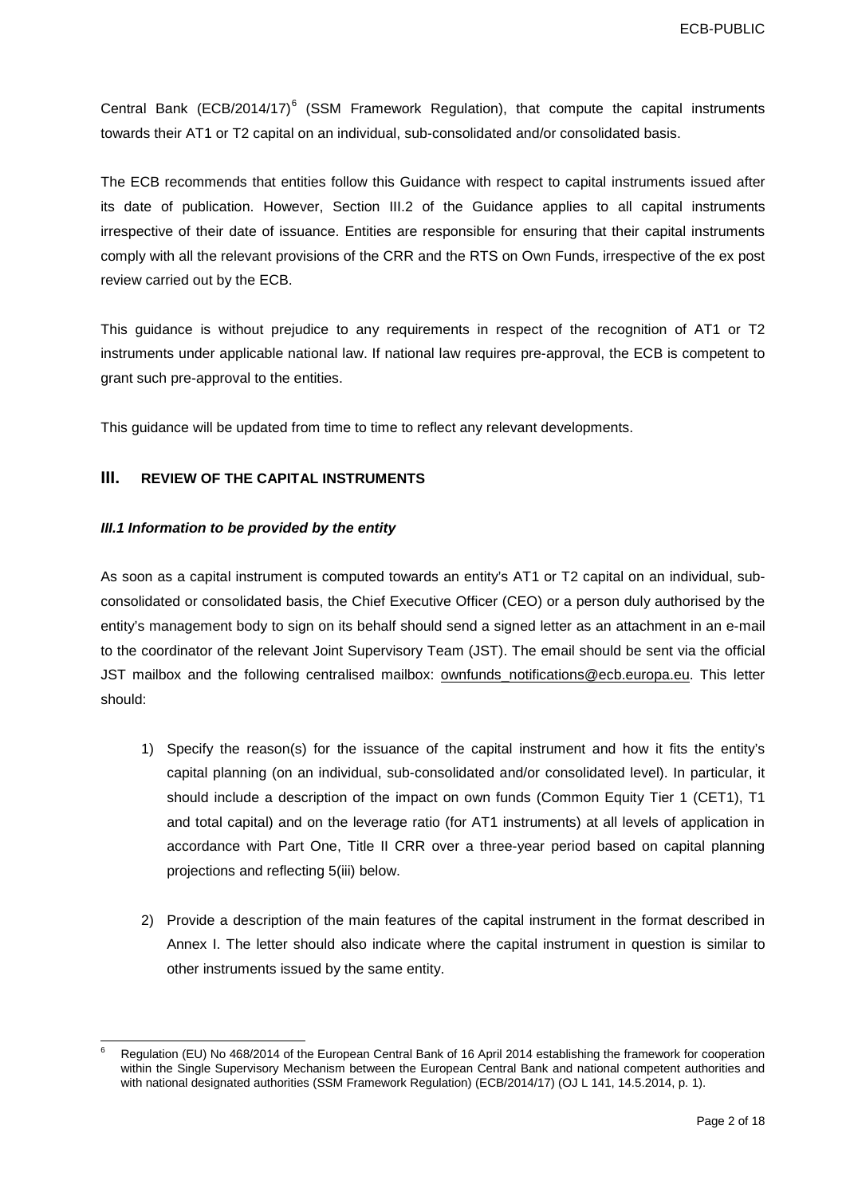Central Bank (ECB/2014/17)[6] (SSM Framework Regulation), that compute the capital instruments towards their AT1 or T2 capital on an individual, sub-consolidated and/or consolidated basis.

The ECB recommends that entities follow this Guidance with respect to capital instruments issued after its date of publication. However, Section III.2 of the Guidance applies to all capital instruments irrespective of their date of issuance. Entities are responsible for ensuring that their capital instruments comply with all the relevant provisions of the CRR and the RTS on Own Funds, irrespective of the ex post review carried out by the ECB.

This guidance is without prejudice to any requirements in respect of the recognition of AT1 or T2 instruments under applicable national law. If national law requires pre-approval, the ECB is competent to grant such pre-approval to the entities.

This guidance will be updated from time to time to reflect any relevant developments.

## III. REVIEW OF THE CAPITAL INSTRUMENTS

### *III.1 Information to be provided by the entity*

As soon as a capital instrument is computed towards an entity's AT1 or T2 capital on an individual, sub-consolidated or consolidated basis, the Chief Executive Officer (CEO) or a person duly authorised by the entity's management body to sign on its behalf should send a signed letter as an attachment in an e-mail to the coordinator of the relevant Joint Supervisory Team (JST). The email should be sent via the official JST mailbox and the following centralised mailbox: ownfunds_notifications@ecb.europa.eu. This letter should:

1) Specify the reason(s) for the issuance of the capital instrument and how it fits the entity's capital planning (on an individual, sub-consolidated and/or consolidated level). In particular, it should include a description of the impact on own funds (Common Equity Tier 1 (CET1), T1 and total capital) and on the leverage ratio (for AT1 instruments) at all levels of application in accordance with Part One, Title II CRR over a three-year period based on capital planning projections and reflecting 5(iii) below.

2) Provide a description of the main features of the capital instrument in the format described in Annex I. The letter should also indicate where the capital instrument in question is similar to other instruments issued by the same entity.

---

[6] Regulation (EU) No 468/2014 of the European Central Bank of 16 April 2014 establishing the framework for cooperation within the Single Supervisory Mechanism between the European Central Bank and national competent authorities and with national designated authorities (SSM Framework Regulation) (ECB/2014/17) (OJ L 141, 14.5.2014, p. 1).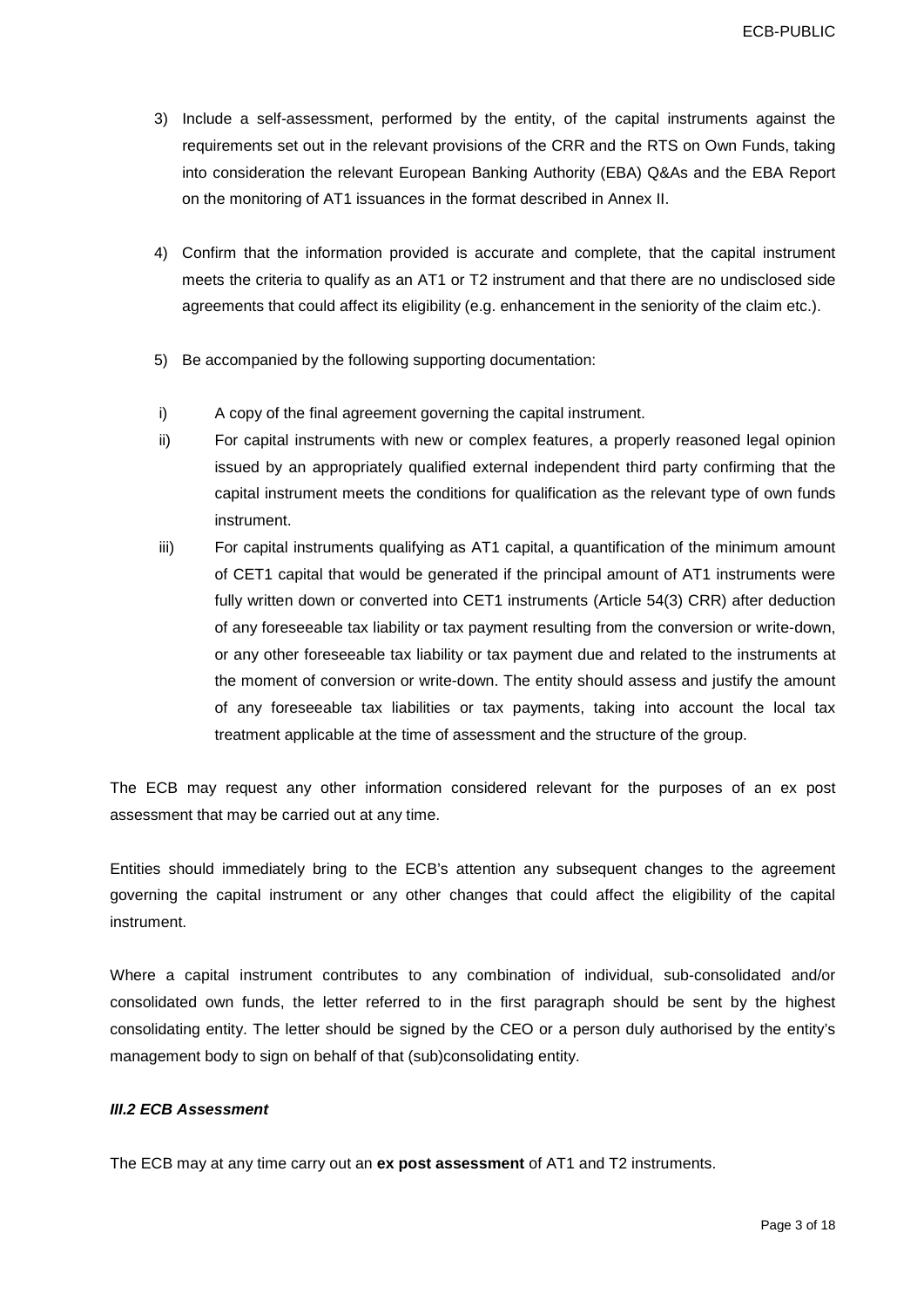3) Include a self-assessment, performed by the entity, of the capital instruments against the requirements set out in the relevant provisions of the CRR and the RTS on Own Funds, taking into consideration the relevant European Banking Authority (EBA) Q&As and the EBA Report on the monitoring of AT1 issuances in the format described in Annex II.

4) Confirm that the information provided is accurate and complete, that the capital instrument meets the criteria to qualify as an AT1 or T2 instrument and that there are no undisclosed side agreements that could affect its eligibility (e.g. enhancement in the seniority of the claim etc.).

5) Be accompanied by the following supporting documentation:

i) A copy of the final agreement governing the capital instrument.

ii) For capital instruments with new or complex features, a properly reasoned legal opinion issued by an appropriately qualified external independent third party confirming that the capital instrument meets the conditions for qualification as the relevant type of own funds instrument.

iii) For capital instruments qualifying as AT1 capital, a quantification of the minimum amount of CET1 capital that would be generated if the principal amount of AT1 instruments were fully written down or converted into CET1 instruments (Article 54(3) CRR) after deduction of any foreseeable tax liability or tax payment resulting from the conversion or write-down, or any other foreseeable tax liability or tax payment due and related to the instruments at the moment of conversion or write-down. The entity should assess and justify the amount of any foreseeable tax liabilities or tax payments, taking into account the local tax treatment applicable at the time of assessment and the structure of the group.

The ECB may request any other information considered relevant for the purposes of an ex post assessment that may be carried out at any time.

Entities should immediately bring to the ECB's attention any subsequent changes to the agreement governing the capital instrument or any other changes that could affect the eligibility of the capital instrument.

Where a capital instrument contributes to any combination of individual, sub-consolidated and/or consolidated own funds, the letter referred to in the first paragraph should be sent by the highest consolidating entity. The letter should be signed by the CEO or a person duly authorised by the entity's management body to sign on behalf of that (sub)consolidating entity.

#### ***III.2 ECB Assessment***

The ECB may at any time carry out an **ex post assessment** of AT1 and T2 instruments.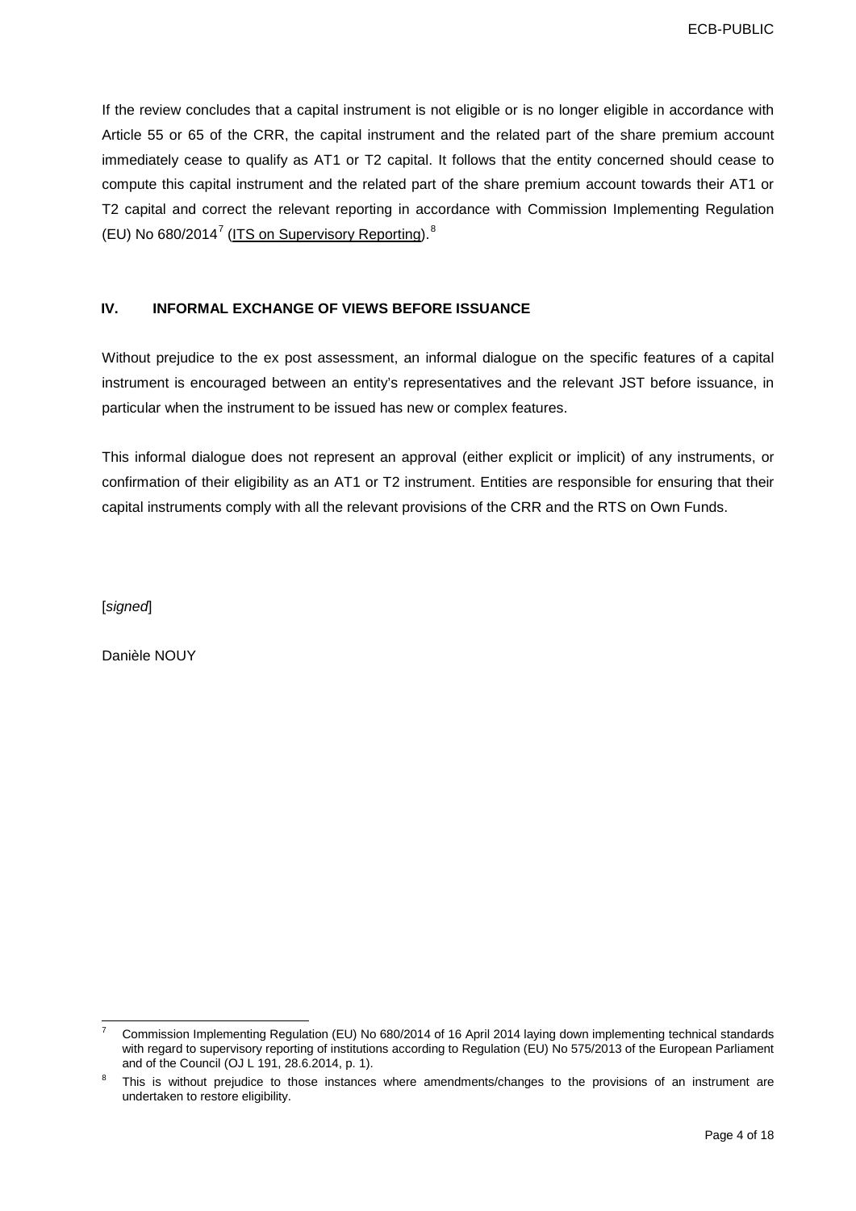If the review concludes that a capital instrument is not eligible or is no longer eligible in accordance with Article 55 or 65 of the CRR, the capital instrument and the related part of the share premium account immediately cease to qualify as AT1 or T2 capital. It follows that the entity concerned should cease to compute this capital instrument and the related part of the share premium account towards their AT1 or T2 capital and correct the relevant reporting in accordance with Commission Implementing Regulation (EU) No 680/2014[7] (ITS on Supervisory Reporting).[8]

## IV. INFORMAL EXCHANGE OF VIEWS BEFORE ISSUANCE

Without prejudice to the ex post assessment, an informal dialogue on the specific features of a capital instrument is encouraged between an entity's representatives and the relevant JST before issuance, in particular when the instrument to be issued has new or complex features.

This informal dialogue does not represent an approval (either explicit or implicit) of any instruments, or confirmation of their eligibility as an AT1 or T2 instrument. Entities are responsible for ensuring that their capital instruments comply with all the relevant provisions of the CRR and the RTS on Own Funds.

[*signed*]

Danièle NOUY

---

[7] Commission Implementing Regulation (EU) No 680/2014 of 16 April 2014 laying down implementing technical standards with regard to supervisory reporting of institutions according to Regulation (EU) No 575/2013 of the European Parliament and of the Council (OJ L 191, 28.6.2014, p. 1).

[8] This is without prejudice to those instances where amendments/changes to the provisions of an instrument are undertaken to restore eligibility.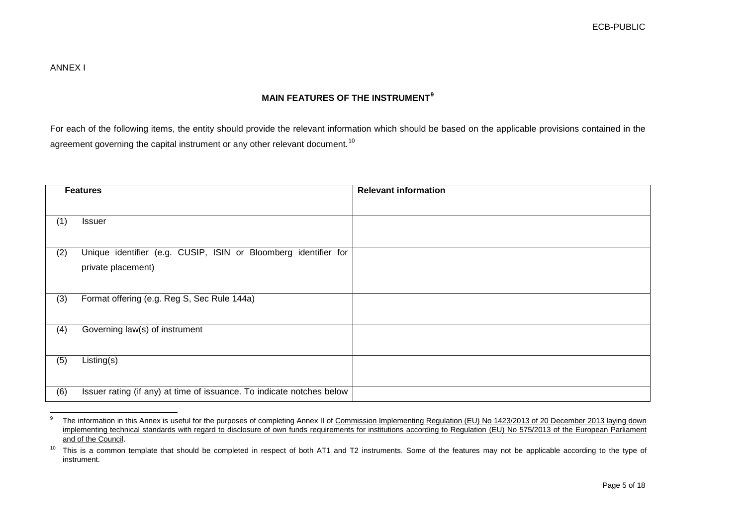ANNEX I

## MAIN FEATURES OF THE INSTRUMENT[9]

For each of the following items, the entity should provide the relevant information which should be based on the applicable provisions contained in the agreement governing the capital instrument or any other relevant document.[10]

| Features | Relevant information |
|---|---|
| (1) Issuer | |
| (2) Unique identifier (e.g. CUSIP, ISIN or Bloomberg identifier for private placement) | |
| (3) Format offering (e.g. Reg S, Sec Rule 144a) | |
| (4) Governing law(s) of instrument | |
| (5) Listing(s) | |
| (6) Issuer rating (if any) at time of issuance. To indicate notches below | |

[9] The information in this Annex is useful for the purposes of completing Annex II of Commission Implementing Regulation (EU) No 1423/2013 of 20 December 2013 laying down implementing technical standards with regard to disclosure of own funds requirements for institutions according to Regulation (EU) No 575/2013 of the European Parliament and of the Council.

[10] This is a common template that should be completed in respect of both AT1 and T2 instruments. Some of the features may not be applicable according to the type of instrument.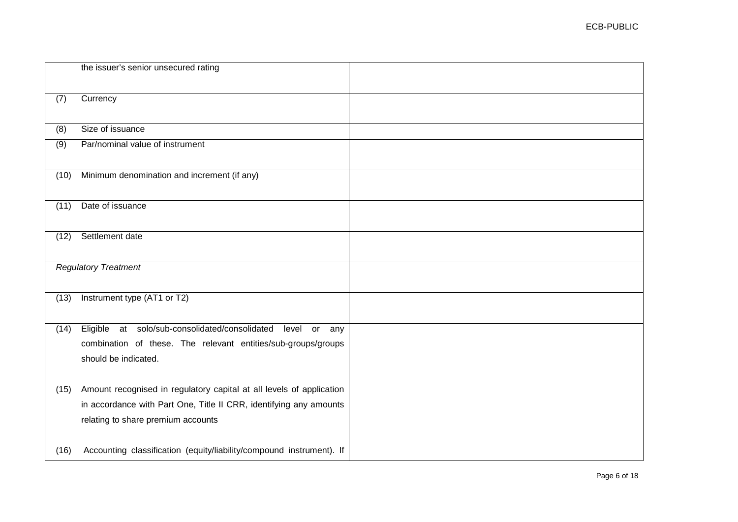| | |
|---|---|
| the issuer's senior unsecured rating | |
| (7) Currency | |
| (8) Size of issuance | |
| (9) Par/nominal value of instrument | |
| (10) Minimum denomination and increment (if any) | |
| (11) Date of issuance | |
| (12) Settlement date | |
| *Regulatory Treatment* | |
| (13) Instrument type (AT1 or T2) | |
| (14) Eligible at solo/sub-consolidated/consolidated level or any combination of these. The relevant entities/sub-groups/groups should be indicated. | |
| (15) Amount recognised in regulatory capital at all levels of application in accordance with Part One, Title II CRR, identifying any amounts relating to share premium accounts | |
| (16) Accounting classification (equity/liability/compound instrument). If | |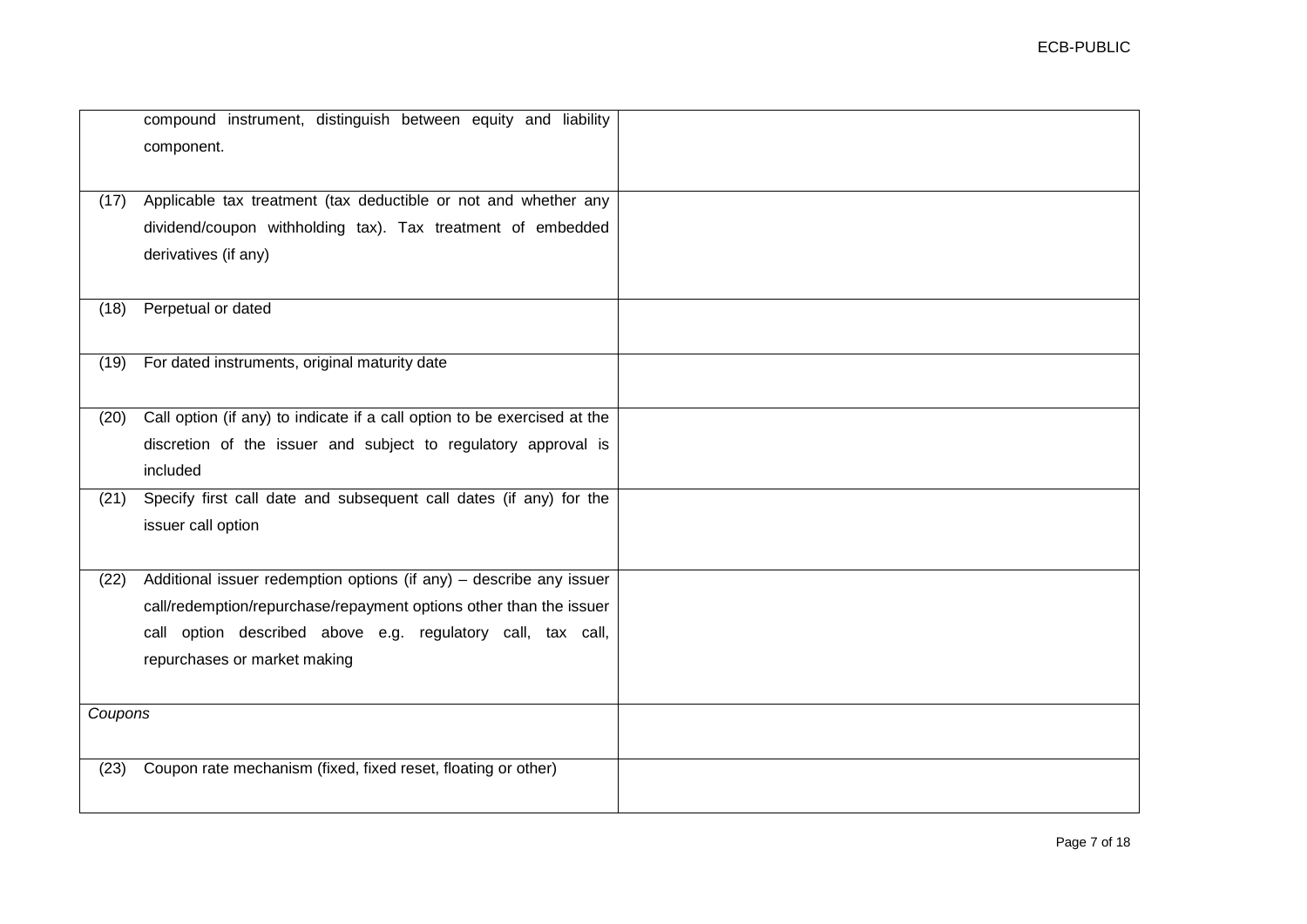| | |
|---|---|
| compound instrument, distinguish between equity and liability component. | |
| (17) Applicable tax treatment (tax deductible or not and whether any dividend/coupon withholding tax). Tax treatment of embedded derivatives (if any) | |
| (18) Perpetual or dated | |
| (19) For dated instruments, original maturity date | |
| (20) Call option (if any) to indicate if a call option to be exercised at the discretion of the issuer and subject to regulatory approval is included | |
| (21) Specify first call date and subsequent call dates (if any) for the issuer call option | |
| (22) Additional issuer redemption options (if any) – describe any issuer call/redemption/repurchase/repayment options other than the issuer call option described above e.g. regulatory call, tax call, repurchases or market making | |
| *Coupons* | |
| (23) Coupon rate mechanism (fixed, fixed reset, floating or other) | |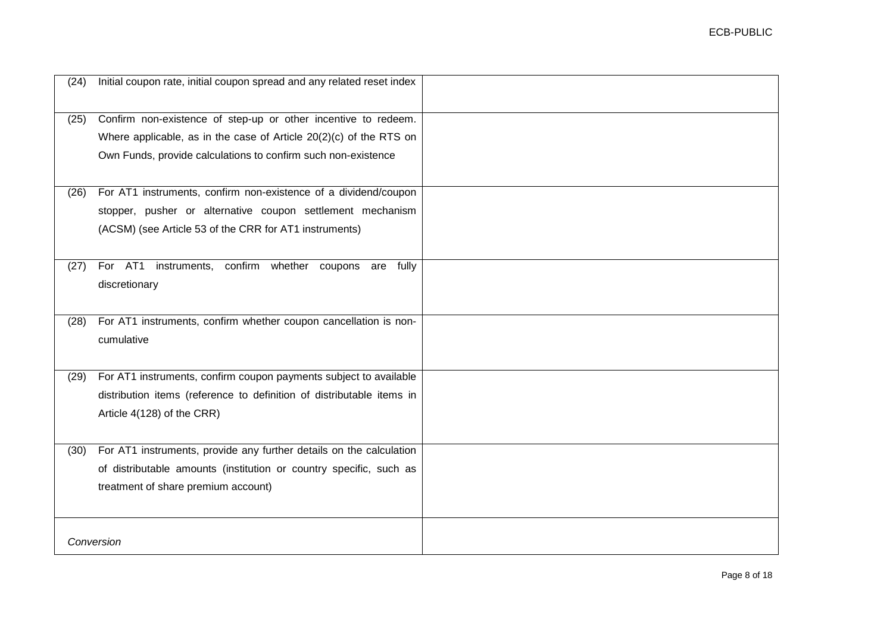| | |
|---|---|
| (24) Initial coupon rate, initial coupon spread and any related reset index | |
| (25) Confirm non-existence of step-up or other incentive to redeem. Where applicable, as in the case of Article 20(2)(c) of the RTS on Own Funds, provide calculations to confirm such non-existence | |
| (26) For AT1 instruments, confirm non-existence of a dividend/coupon stopper, pusher or alternative coupon settlement mechanism (ACSM) (see Article 53 of the CRR for AT1 instruments) | |
| (27) For AT1 instruments, confirm whether coupons are fully discretionary | |
| (28) For AT1 instruments, confirm whether coupon cancellation is non-cumulative | |
| (29) For AT1 instruments, confirm coupon payments subject to available distribution items (reference to definition of distributable items in Article 4(128) of the CRR) | |
| (30) For AT1 instruments, provide any further details on the calculation of distributable amounts (institution or country specific, such as treatment of share premium account) | |
| *Conversion* | |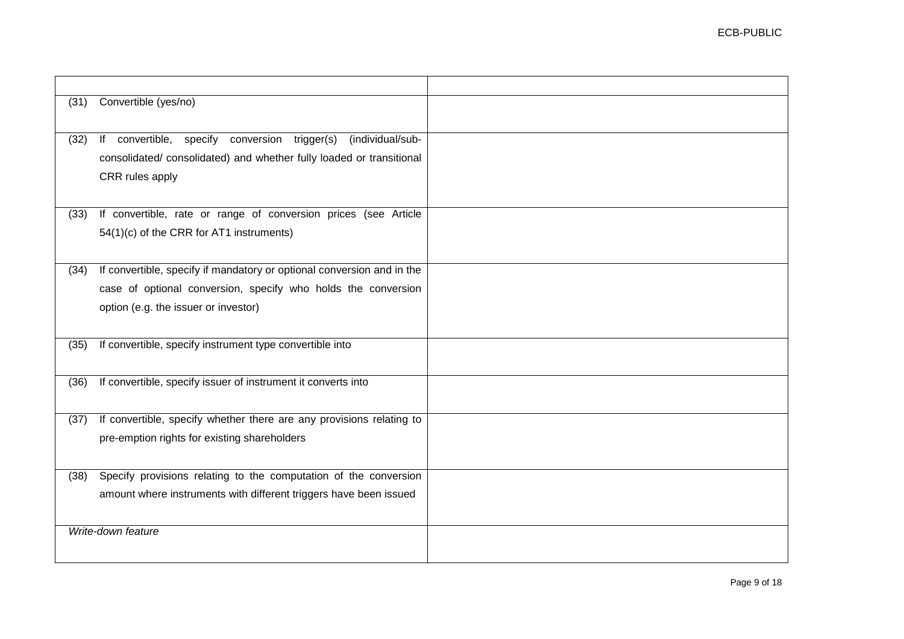| | |
|---|---|
| (31) Convertible (yes/no) | |
| (32) If convertible, specify conversion trigger(s) (individual/sub-consolidated/ consolidated) and whether fully loaded or transitional CRR rules apply | |
| (33) If convertible, rate or range of conversion prices (see Article 54(1)(c) of the CRR for AT1 instruments) | |
| (34) If convertible, specify if mandatory or optional conversion and in the case of optional conversion, specify who holds the conversion option (e.g. the issuer or investor) | |
| (35) If convertible, specify instrument type convertible into | |
| (36) If convertible, specify issuer of instrument it converts into | |
| (37) If convertible, specify whether there are any provisions relating to pre-emption rights for existing shareholders | |
| (38) Specify provisions relating to the computation of the conversion amount where instruments with different triggers have been issued | |
| *Write-down feature* | |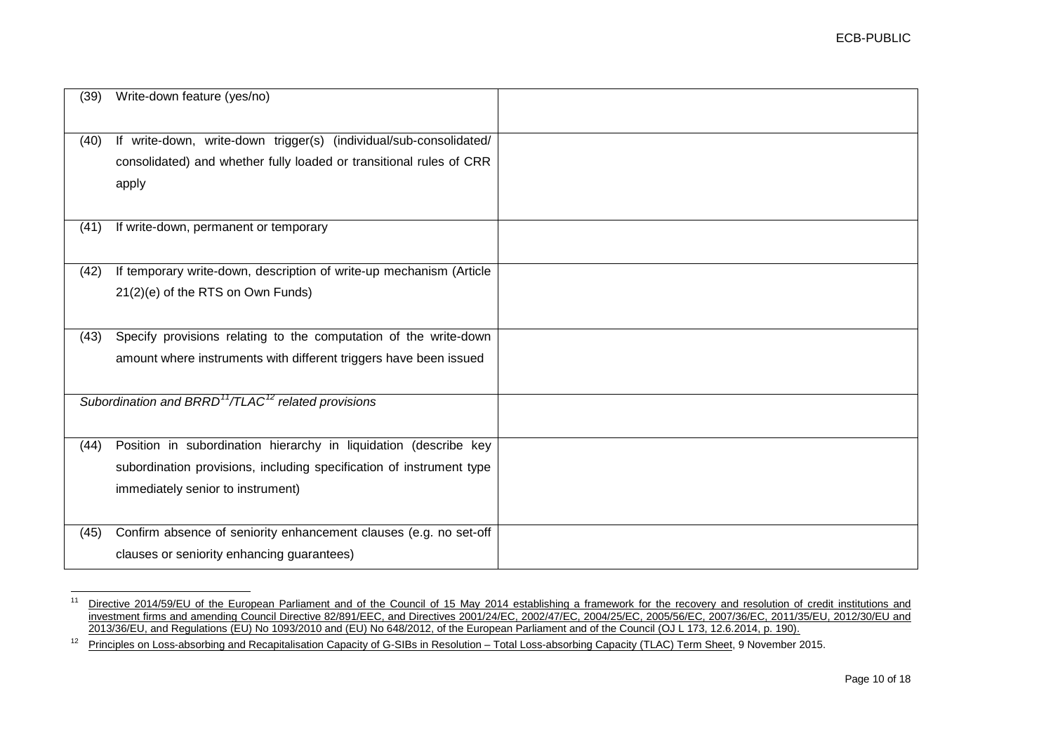| | |
|---|---|
| (39) Write-down feature (yes/no) | |
| (40) If write-down, write-down trigger(s) (individual/sub-consolidated/ consolidated) and whether fully loaded or transitional rules of CRR apply | |
| (41) If write-down, permanent or temporary | |
| (42) If temporary write-down, description of write-up mechanism (Article 21(2)(e) of the RTS on Own Funds) | |
| (43) Specify provisions relating to the computation of the write-down amount where instruments with different triggers have been issued | |
| *Subordination and BRRD[11]/TLAC[12] related provisions* | |
| (44) Position in subordination hierarchy in liquidation (describe key subordination provisions, including specification of instrument type immediately senior to instrument) | |
| (45) Confirm absence of seniority enhancement clauses (e.g. no set-off clauses or seniority enhancing guarantees) | |

[11] Directive 2014/59/EU of the European Parliament and of the Council of 15 May 2014 establishing a framework for the recovery and resolution of credit institutions and investment firms and amending Council Directive 82/891/EEC, and Directives 2001/24/EC, 2002/47/EC, 2004/25/EC, 2005/56/EC, 2007/36/EC, 2011/35/EU, 2012/30/EU and 2013/36/EU, and Regulations (EU) No 1093/2010 and (EU) No 648/2012, of the European Parliament and of the Council (OJ L 173, 12.6.2014, p. 190).

[12] Principles on Loss-absorbing and Recapitalisation Capacity of G-SIBs in Resolution – Total Loss-absorbing Capacity (TLAC) Term Sheet, 9 November 2015.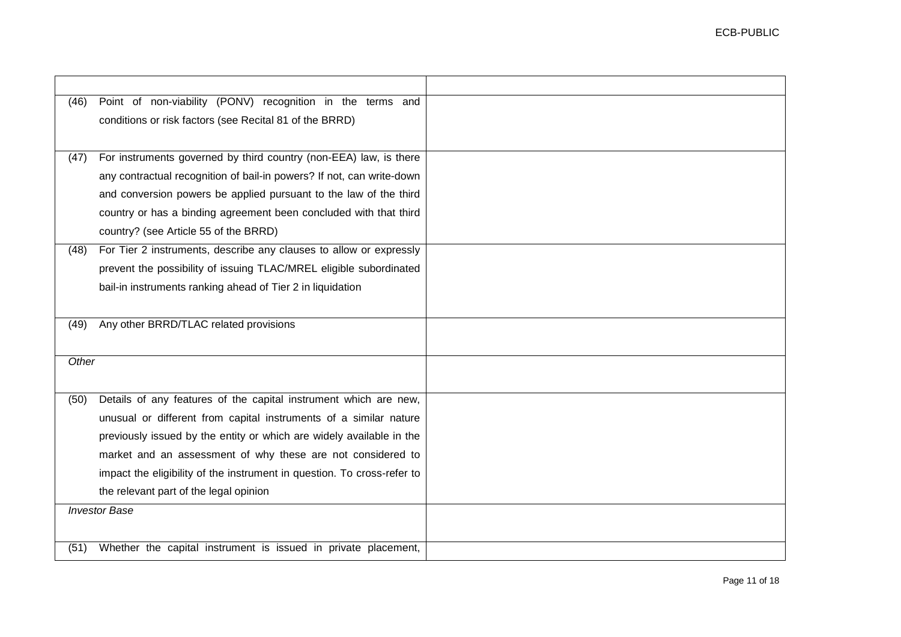| | |
|---|---|
| (46) Point of non-viability (PONV) recognition in the terms and conditions or risk factors (see Recital 81 of the BRRD) | |
| (47) For instruments governed by third country (non-EEA) law, is there any contractual recognition of bail-in powers? If not, can write-down and conversion powers be applied pursuant to the law of the third country or has a binding agreement been concluded with that third country? (see Article 55 of the BRRD) | |
| (48) For Tier 2 instruments, describe any clauses to allow or expressly prevent the possibility of issuing TLAC/MREL eligible subordinated bail-in instruments ranking ahead of Tier 2 in liquidation | |
| (49) Any other BRRD/TLAC related provisions | |
| *Other* | |
| (50) Details of any features of the capital instrument which are new, unusual or different from capital instruments of a similar nature previously issued by the entity or which are widely available in the market and an assessment of why these are not considered to impact the eligibility of the instrument in question. To cross-refer to the relevant part of the legal opinion | |
| *Investor Base* | |
| (51) Whether the capital instrument is issued in private placement, | |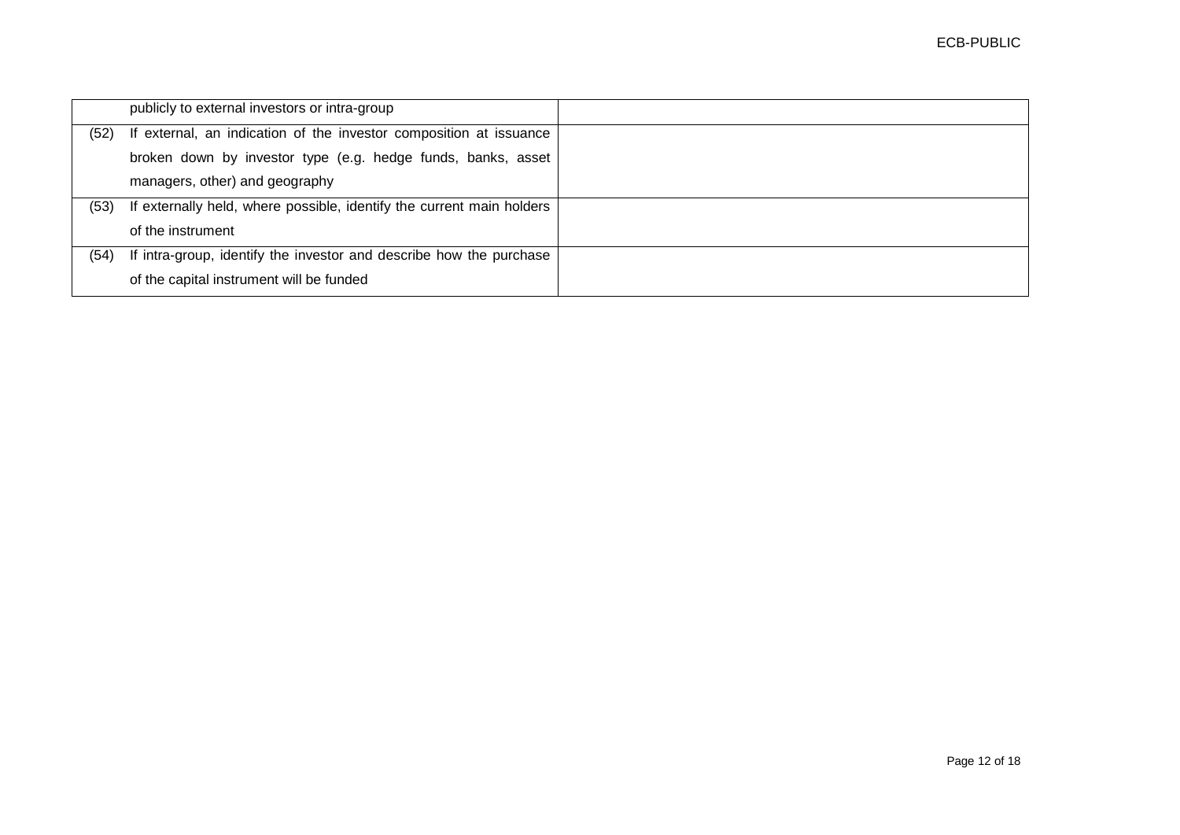| | | |
|---|---|---|
| | publicly to external investors or intra-group | |
| (52) | If external, an indication of the investor composition at issuance broken down by investor type (e.g. hedge funds, banks, asset managers, other) and geography | |
| (53) | If externally held, where possible, identify the current main holders of the instrument | |
| (54) | If intra-group, identify the investor and describe how the purchase of the capital instrument will be funded | |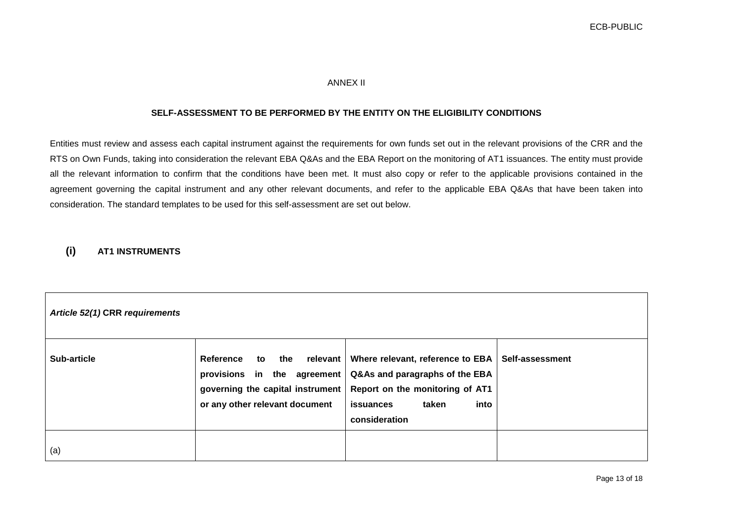ANNEX II

**SELF-ASSESSMENT TO BE PERFORMED BY THE ENTITY ON THE ELIGIBILITY CONDITIONS**

Entities must review and assess each capital instrument against the requirements for own funds set out in the relevant provisions of the CRR and the RTS on Own Funds, taking into consideration the relevant EBA Q&As and the EBA Report on the monitoring of AT1 issuances. The entity must provide all the relevant information to confirm that the conditions have been met. It must also copy or refer to the applicable provisions contained in the agreement governing the capital instrument and any other relevant documents, and refer to the applicable EBA Q&As that have been taken into consideration. The standard templates to be used for this self-assessment are set out below.

## (i) AT1 INSTRUMENTS

| ***Article 52(1)* CRR *requirements*** | | | |
|---|---|---|---|
| **Sub-article** | **Reference to the relevant provisions in the agreement governing the capital instrument or any other relevant document** | **Where relevant, reference to EBA Q&As and paragraphs of the EBA Report on the monitoring of AT1 issuances taken into consideration** | **Self-assessment** |
| (a) | | | |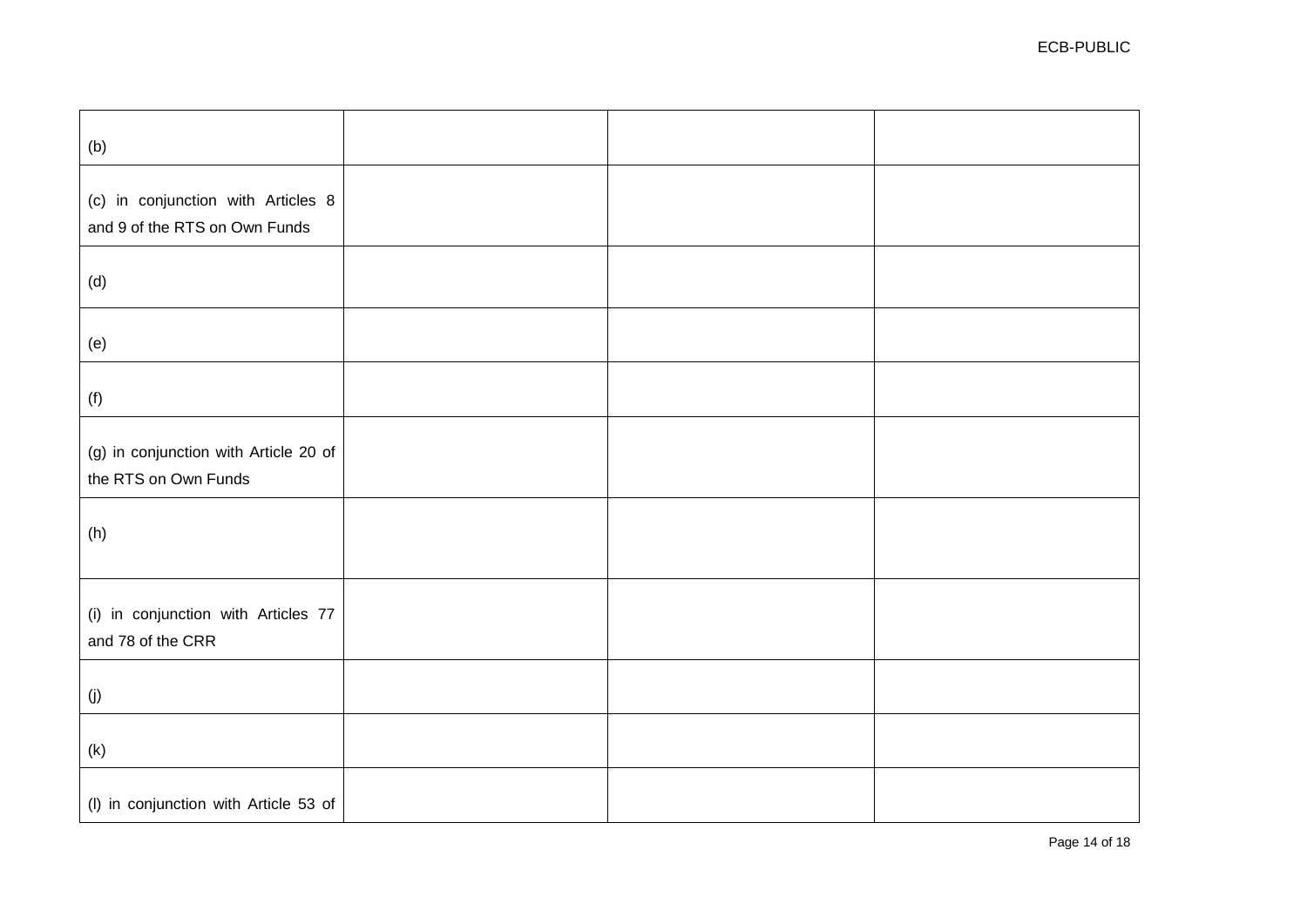| | | | |
|---|---|---|---|
| (b) | | | |
| (c) in conjunction with Articles 8 and 9 of the RTS on Own Funds | | | |
| (d) | | | |
| (e) | | | |
| (f) | | | |
| (g) in conjunction with Article 20 of the RTS on Own Funds | | | |
| (h) | | | |
| (i) in conjunction with Articles 77 and 78 of the CRR | | | |
| (j) | | | |
| (k) | | | |
| (l) in conjunction with Article 53 of | | | |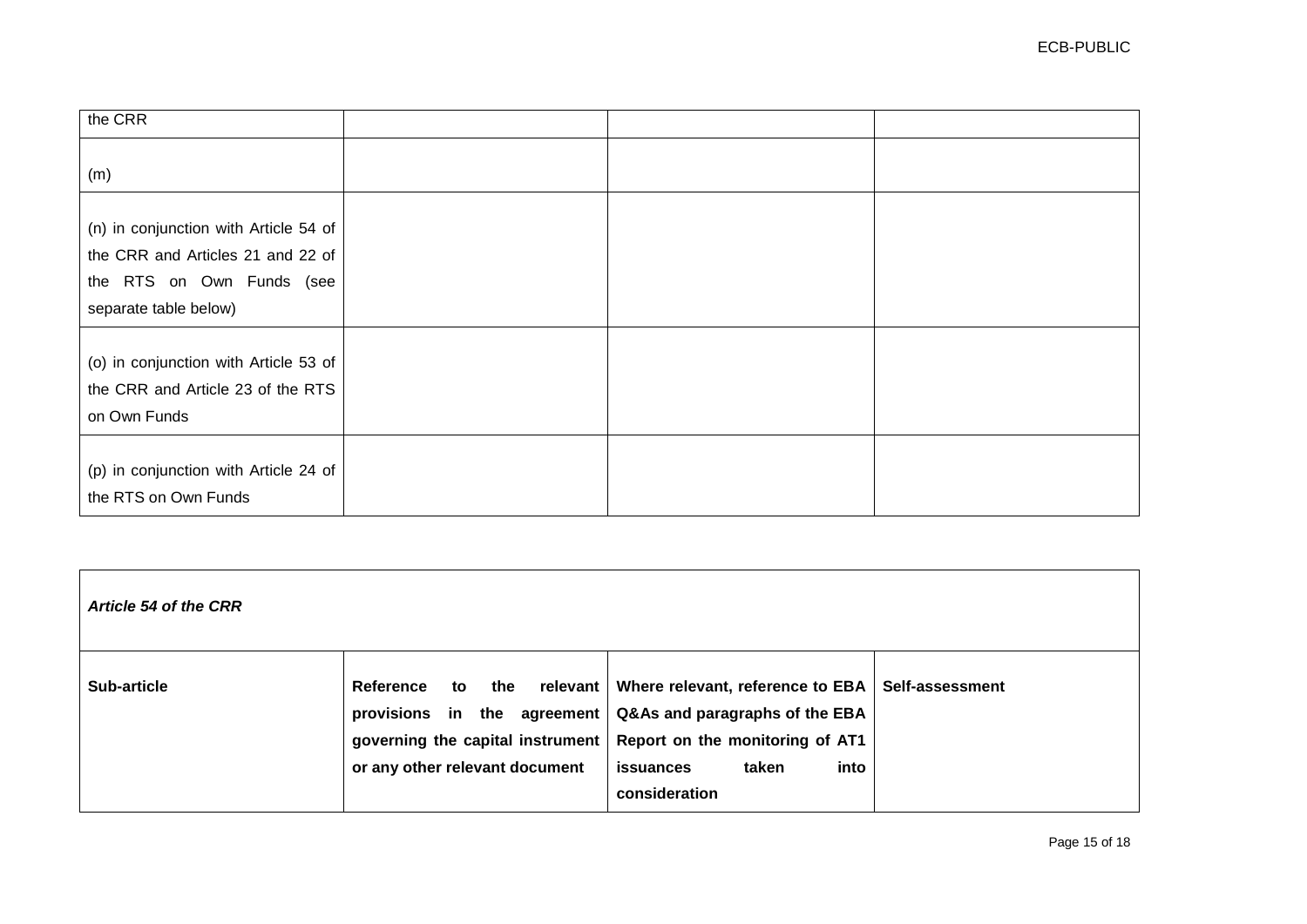| | | | |
|---|---|---|---|
| the CRR | | | |
| (m) | | | |
| (n) in conjunction with Article 54 of the CRR and Articles 21 and 22 of the RTS on Own Funds (see separate table below) | | | |
| (o) in conjunction with Article 53 of the CRR and Article 23 of the RTS on Own Funds | | | |
| (p) in conjunction with Article 24 of the RTS on Own Funds | | | |

| ***Article 54 of the CRR*** | | | |
|---|---|---|---|
| **Sub-article** | **Reference to the relevant provisions in the agreement governing the capital instrument or any other relevant document** | **Where relevant, reference to EBA Q&As and paragraphs of the EBA Report on the monitoring of AT1 issuances taken into consideration** | **Self-assessment** |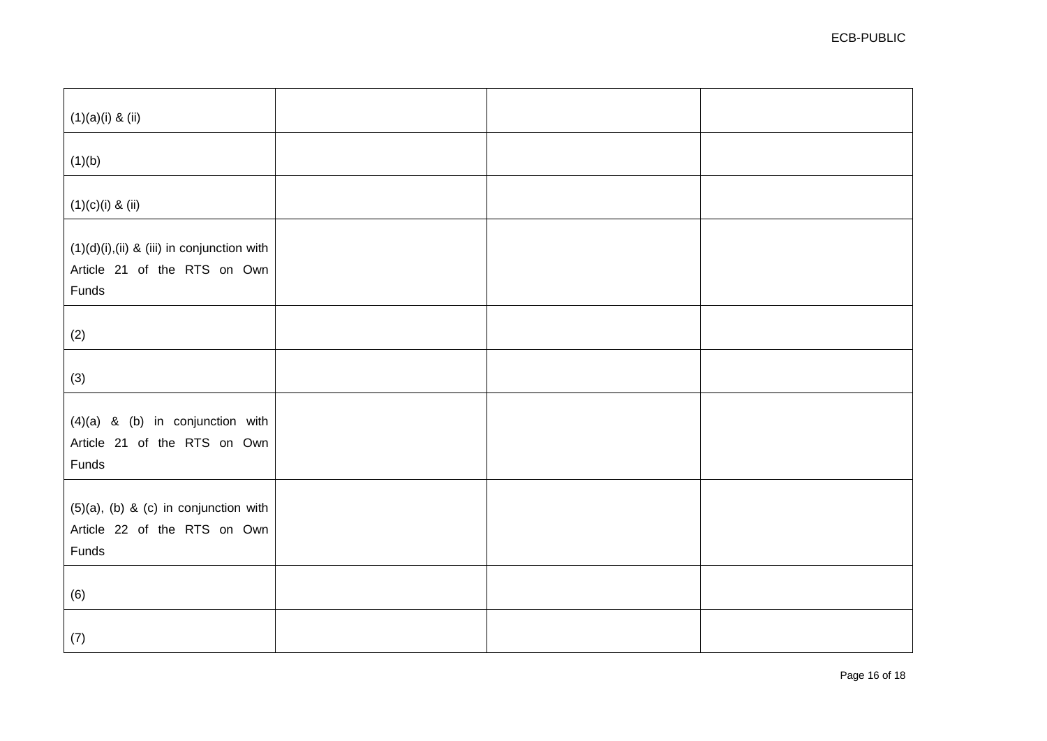| | | | |
|---|---|---|---|
| (1)(a)(i) & (ii) | | | |
| (1)(b) | | | |
| (1)(c)(i) & (ii) | | | |
| (1)(d)(i),(ii) & (iii) in conjunction with Article 21 of the RTS on Own Funds | | | |
| (2) | | | |
| (3) | | | |
| (4)(a) & (b) in conjunction with Article 21 of the RTS on Own Funds | | | |
| (5)(a), (b) & (c) in conjunction with Article 22 of the RTS on Own Funds | | | |
| (6) | | | |
| (7) | | | |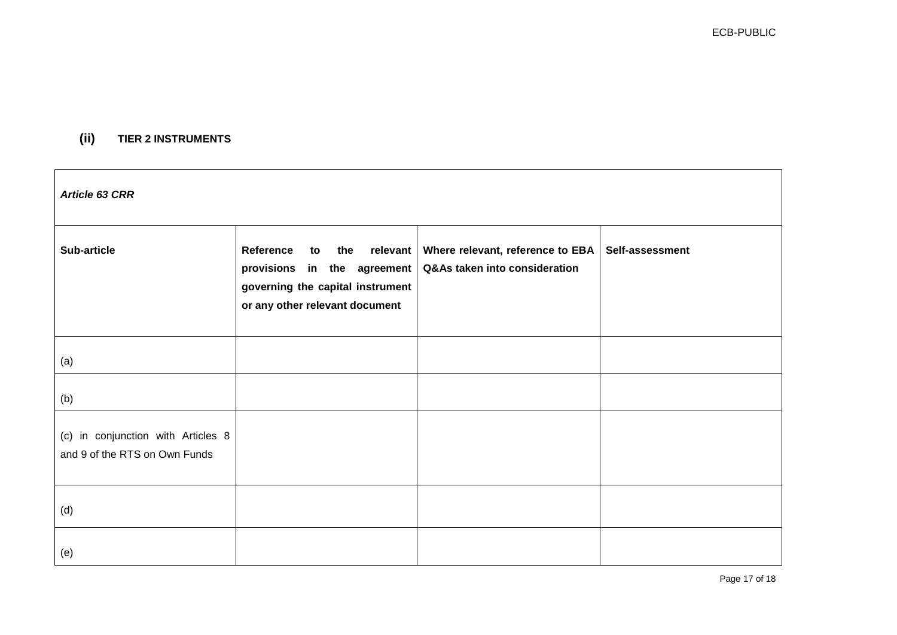### (ii) TIER 2 INSTRUMENTS

| ***Article 63 CRR*** | | | |
|---|---|---|---|
| **Sub-article** | **Reference to the relevant provisions in the agreement governing the capital instrument or any other relevant document** | **Where relevant, reference to EBA Q&As taken into consideration** | **Self-assessment** |
| (a) | | | |
| (b) | | | |
| (c) in conjunction with Articles 8 and 9 of the RTS on Own Funds | | | |
| (d) | | | |
| (e) | | | |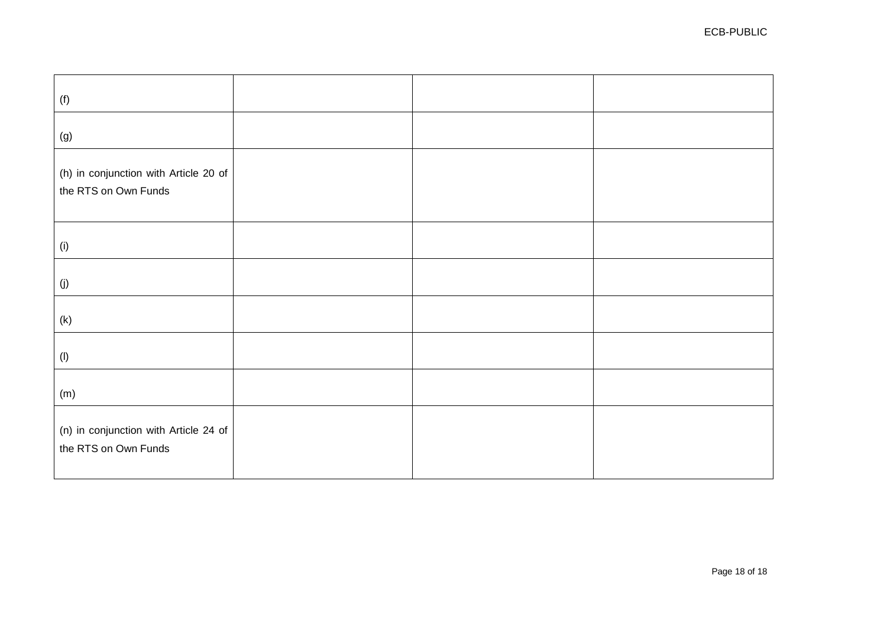| | | | |
|---|---|---|---|
| (f) | | | |
| (g) | | | |
| (h) in conjunction with Article 20 of the RTS on Own Funds | | | |
| (i) | | | |
| (j) | | | |
| (k) | | | |
| (l) | | | |
| (m) | | | |
| (n) in conjunction with Article 24 of the RTS on Own Funds | | | |